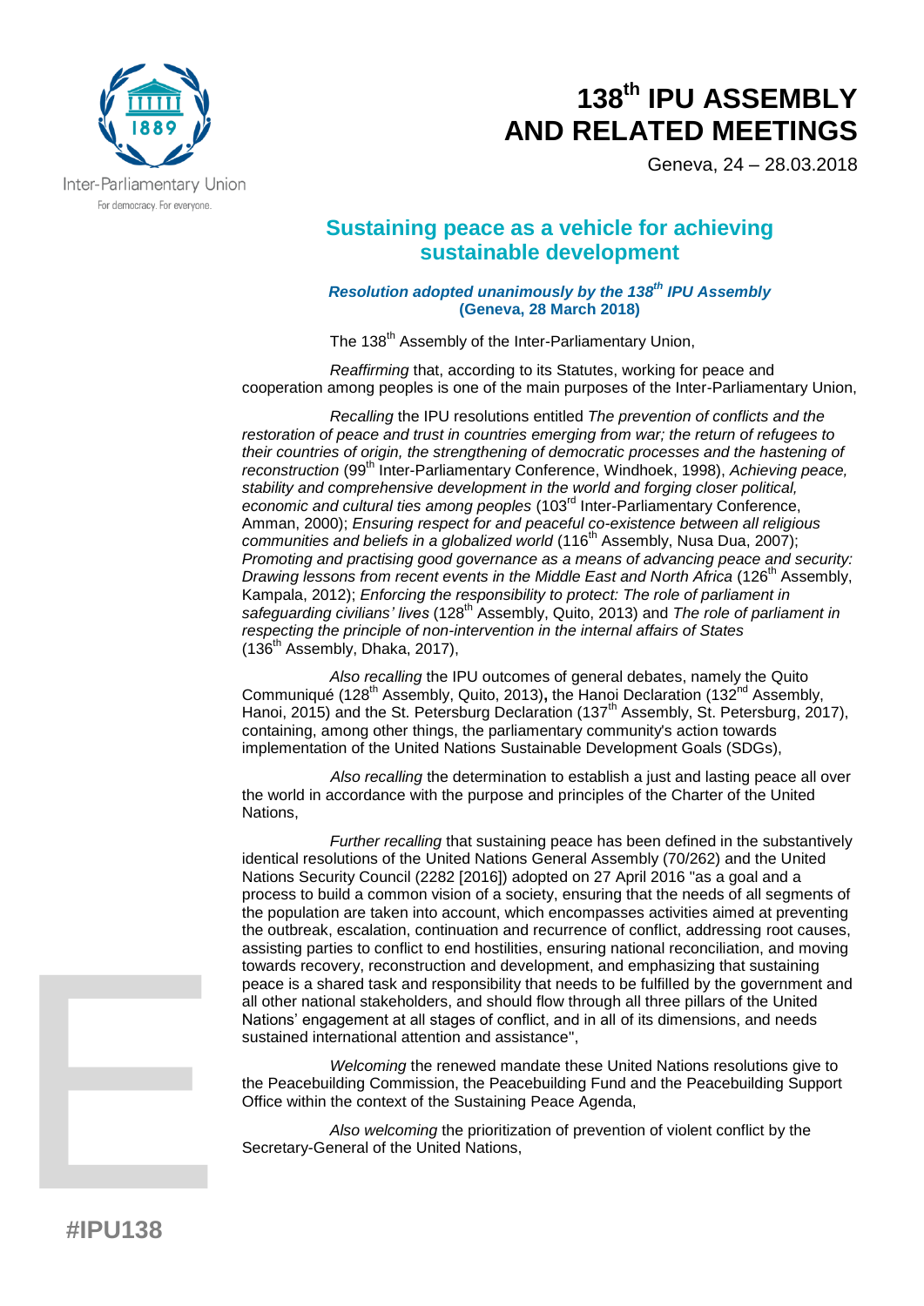Inter-Parliamentary Union
For democracy. For everyone.

# 138th IPU ASSEMBLY AND RELATED MEETINGS

Geneva, 24 – 28.03.2018

## Sustaining peace as a vehicle for achieving sustainable development

***Resolution adopted unanimously by the 138th IPU Assembly***
**(Geneva, 28 March 2018)**

The 138th Assembly of the Inter-Parliamentary Union,

*Reaffirming* that, according to its Statutes, working for peace and cooperation among peoples is one of the main purposes of the Inter-Parliamentary Union,

*Recalling* the IPU resolutions entitled *The prevention of conflicts and the restoration of peace and trust in countries emerging from war; the return of refugees to their countries of origin, the strengthening of democratic processes and the hastening of reconstruction* (99th Inter-Parliamentary Conference, Windhoek, 1998), *Achieving peace, stability and comprehensive development in the world and forging closer political, economic and cultural ties among peoples* (103rd Inter-Parliamentary Conference, Amman, 2000); *Ensuring respect for and peaceful co-existence between all religious communities and beliefs in a globalized world* (116th Assembly, Nusa Dua, 2007); *Promoting and practising good governance as a means of advancing peace and security: Drawing lessons from recent events in the Middle East and North Africa* (126th Assembly, Kampala, 2012); *Enforcing the responsibility to protect: The role of parliament in safeguarding civilians' lives* (128th Assembly, Quito, 2013) and *The role of parliament in respecting the principle of non-intervention in the internal affairs of States* (136th Assembly, Dhaka, 2017),

*Also recalling* the IPU outcomes of general debates, namely the Quito Communiqué (128th Assembly, Quito, 2013)**,** the Hanoi Declaration (132nd Assembly, Hanoi, 2015) and the St. Petersburg Declaration (137th Assembly, St. Petersburg, 2017), containing, among other things, the parliamentary community's action towards implementation of the United Nations Sustainable Development Goals (SDGs),

*Also recalling* the determination to establish a just and lasting peace all over the world in accordance with the purpose and principles of the Charter of the United Nations,

*Further recalling* that sustaining peace has been defined in the substantively identical resolutions of the United Nations General Assembly (70/262) and the United Nations Security Council (2282 [2016]) adopted on 27 April 2016 "as a goal and a process to build a common vision of a society, ensuring that the needs of all segments of the population are taken into account, which encompasses activities aimed at preventing the outbreak, escalation, continuation and recurrence of conflict, addressing root causes, assisting parties to conflict to end hostilities, ensuring national reconciliation, and moving towards recovery, reconstruction and development, and emphasizing that sustaining peace is a shared task and responsibility that needs to be fulfilled by the government and all other national stakeholders, and should flow through all three pillars of the United Nations' engagement at all stages of conflict, and in all of its dimensions, and needs sustained international attention and assistance",

*Welcoming* the renewed mandate these United Nations resolutions give to the Peacebuilding Commission, the Peacebuilding Fund and the Peacebuilding Support Office within the context of the Sustaining Peace Agenda,

*Also welcoming* the prioritization of prevention of violent conflict by the Secretary-General of the United Nations,

E

#IPU138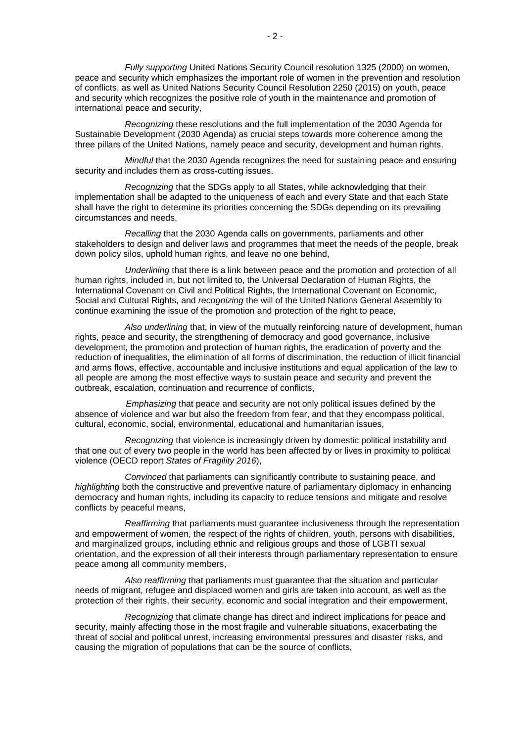*Fully supporting* United Nations Security Council resolution 1325 (2000) on women, peace and security which emphasizes the important role of women in the prevention and resolution of conflicts, as well as United Nations Security Council Resolution 2250 (2015) on youth, peace and security which recognizes the positive role of youth in the maintenance and promotion of international peace and security,

*Recognizing* these resolutions and the full implementation of the 2030 Agenda for Sustainable Development (2030 Agenda) as crucial steps towards more coherence among the three pillars of the United Nations, namely peace and security, development and human rights,

*Mindful* that the 2030 Agenda recognizes the need for sustaining peace and ensuring security and includes them as cross-cutting issues,

*Recognizing* that the SDGs apply to all States, while acknowledging that their implementation shall be adapted to the uniqueness of each and every State and that each State shall have the right to determine its priorities concerning the SDGs depending on its prevailing circumstances and needs,

*Recalling* that the 2030 Agenda calls on governments, parliaments and other stakeholders to design and deliver laws and programmes that meet the needs of the people, break down policy silos, uphold human rights, and leave no one behind,

*Underlining* that there is a link between peace and the promotion and protection of all human rights, included in, but not limited to, the Universal Declaration of Human Rights, the International Covenant on Civil and Political Rights, the International Covenant on Economic, Social and Cultural Rights, and *recognizing* the will of the United Nations General Assembly to continue examining the issue of the promotion and protection of the right to peace,

*Also underlining* that, in view of the mutually reinforcing nature of development, human rights, peace and security, the strengthening of democracy and good governance, inclusive development, the promotion and protection of human rights, the eradication of poverty and the reduction of inequalities, the elimination of all forms of discrimination, the reduction of illicit financial and arms flows, effective, accountable and inclusive institutions and equal application of the law to all people are among the most effective ways to sustain peace and security and prevent the outbreak, escalation, continuation and recurrence of conflicts,

*Emphasizing* that peace and security are not only political issues defined by the absence of violence and war but also the freedom from fear, and that they encompass political, cultural, economic, social, environmental, educational and humanitarian issues,

*Recognizing* that violence is increasingly driven by domestic political instability and that one out of every two people in the world has been affected by or lives in proximity to political violence (OECD report *States of Fragility 2016*),

*Convinced* that parliaments can significantly contribute to sustaining peace, and *highlighting* both the constructive and preventive nature of parliamentary diplomacy in enhancing democracy and human rights, including its capacity to reduce tensions and mitigate and resolve conflicts by peaceful means,

*Reaffirming* that parliaments must guarantee inclusiveness through the representation and empowerment of women, the respect of the rights of children, youth, persons with disabilities, and marginalized groups, including ethnic and religious groups and those of LGBTI sexual orientation, and the expression of all their interests through parliamentary representation to ensure peace among all community members,

*Also reaffirming* that parliaments must guarantee that the situation and particular needs of migrant, refugee and displaced women and girls are taken into account, as well as the protection of their rights, their security, economic and social integration and their empowerment,

*Recognizing* that climate change has direct and indirect implications for peace and security, mainly affecting those in the most fragile and vulnerable situations, exacerbating the threat of social and political unrest, increasing environmental pressures and disaster risks, and causing the migration of populations that can be the source of conflicts,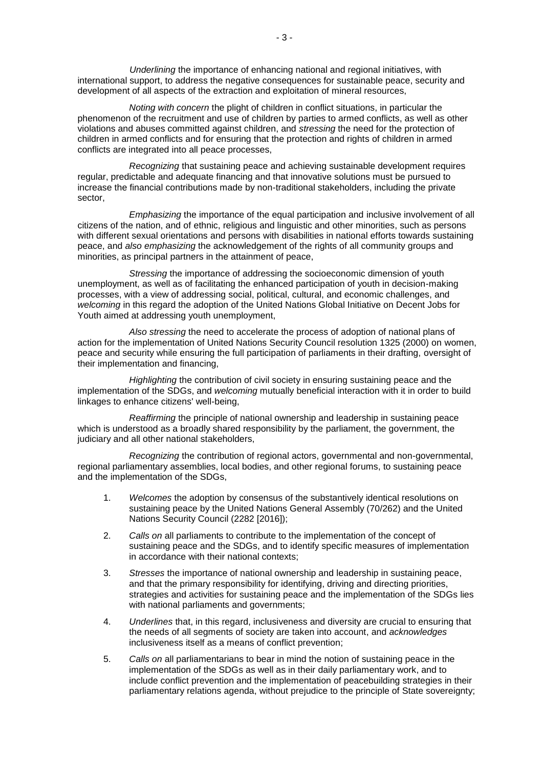*Underlining* the importance of enhancing national and regional initiatives, with international support, to address the negative consequences for sustainable peace, security and development of all aspects of the extraction and exploitation of mineral resources,

*Noting with concern* the plight of children in conflict situations, in particular the phenomenon of the recruitment and use of children by parties to armed conflicts, as well as other violations and abuses committed against children, and *stressing* the need for the protection of children in armed conflicts and for ensuring that the protection and rights of children in armed conflicts are integrated into all peace processes,

*Recognizing* that sustaining peace and achieving sustainable development requires regular, predictable and adequate financing and that innovative solutions must be pursued to increase the financial contributions made by non-traditional stakeholders, including the private sector,

*Emphasizing* the importance of the equal participation and inclusive involvement of all citizens of the nation, and of ethnic, religious and linguistic and other minorities, such as persons with different sexual orientations and persons with disabilities in national efforts towards sustaining peace, and *also emphasizing* the acknowledgement of the rights of all community groups and minorities, as principal partners in the attainment of peace,

*Stressing* the importance of addressing the socioeconomic dimension of youth unemployment, as well as of facilitating the enhanced participation of youth in decision-making processes, with a view of addressing social, political, cultural, and economic challenges, and *welcoming* in this regard the adoption of the United Nations Global Initiative on Decent Jobs for Youth aimed at addressing youth unemployment,

*Also stressing* the need to accelerate the process of adoption of national plans of action for the implementation of United Nations Security Council resolution 1325 (2000) on women, peace and security while ensuring the full participation of parliaments in their drafting, oversight of their implementation and financing,

*Highlighting* the contribution of civil society in ensuring sustaining peace and the implementation of the SDGs, and *welcoming* mutually beneficial interaction with it in order to build linkages to enhance citizens' well-being,

*Reaffirming* the principle of national ownership and leadership in sustaining peace which is understood as a broadly shared responsibility by the parliament, the government, the judiciary and all other national stakeholders,

*Recognizing* the contribution of regional actors, governmental and non-governmental, regional parliamentary assemblies, local bodies, and other regional forums, to sustaining peace and the implementation of the SDGs,

1. *Welcomes* the adoption by consensus of the substantively identical resolutions on sustaining peace by the United Nations General Assembly (70/262) and the United Nations Security Council (2282 [2016]);

2. *Calls on* all parliaments to contribute to the implementation of the concept of sustaining peace and the SDGs, and to identify specific measures of implementation in accordance with their national contexts;

3. *Stresses* the importance of national ownership and leadership in sustaining peace, and that the primary responsibility for identifying, driving and directing priorities, strategies and activities for sustaining peace and the implementation of the SDGs lies with national parliaments and governments;

4. *Underlines* that, in this regard, inclusiveness and diversity are crucial to ensuring that the needs of all segments of society are taken into account, and *acknowledges* inclusiveness itself as a means of conflict prevention;

5. *Calls on* all parliamentarians to bear in mind the notion of sustaining peace in the implementation of the SDGs as well as in their daily parliamentary work, and to include conflict prevention and the implementation of peacebuilding strategies in their parliamentary relations agenda, without prejudice to the principle of State sovereignty;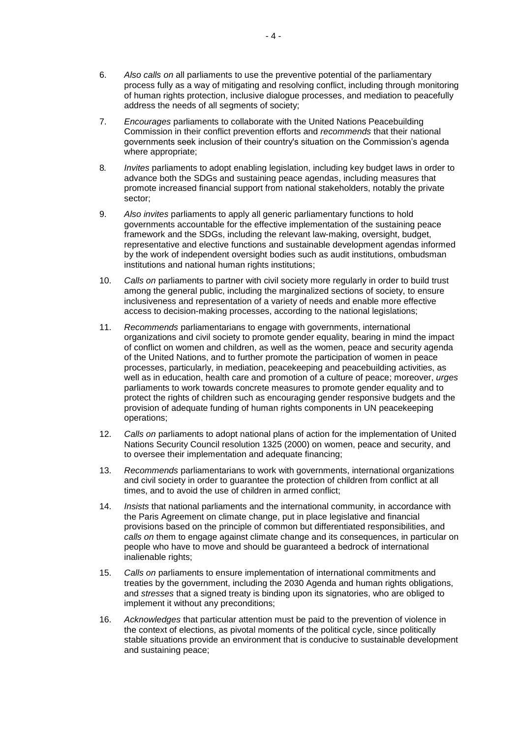6. *Also calls on* all parliaments to use the preventive potential of the parliamentary process fully as a way of mitigating and resolving conflict, including through monitoring of human rights protection, inclusive dialogue processes, and mediation to peacefully address the needs of all segments of society;

7. *Encourages* parliaments to collaborate with the United Nations Peacebuilding Commission in their conflict prevention efforts and *recommends* that their national governments seek inclusion of their country's situation on the Commission's agenda where appropriate;

8. *Invites* parliaments to adopt enabling legislation, including key budget laws in order to advance both the SDGs and sustaining peace agendas, including measures that promote increased financial support from national stakeholders, notably the private sector;

9. *Also invites* parliaments to apply all generic parliamentary functions to hold governments accountable for the effective implementation of the sustaining peace framework and the SDGs, including the relevant law-making, oversight, budget, representative and elective functions and sustainable development agendas informed by the work of independent oversight bodies such as audit institutions, ombudsman institutions and national human rights institutions;

10. *Calls on* parliaments to partner with civil society more regularly in order to build trust among the general public, including the marginalized sections of society, to ensure inclusiveness and representation of a variety of needs and enable more effective access to decision-making processes, according to the national legislations;

11. *Recommends* parliamentarians to engage with governments, international organizations and civil society to promote gender equality, bearing in mind the impact of conflict on women and children, as well as the women, peace and security agenda of the United Nations, and to further promote the participation of women in peace processes, particularly, in mediation, peacekeeping and peacebuilding activities, as well as in education, health care and promotion of a culture of peace; moreover, *urges* parliaments to work towards concrete measures to promote gender equality and to protect the rights of children such as encouraging gender responsive budgets and the provision of adequate funding of human rights components in UN peacekeeping operations;

12. *Calls on* parliaments to adopt national plans of action for the implementation of United Nations Security Council resolution 1325 (2000) on women, peace and security, and to oversee their implementation and adequate financing;

13. *Recommends* parliamentarians to work with governments, international organizations and civil society in order to guarantee the protection of children from conflict at all times, and to avoid the use of children in armed conflict;

14. *Insists* that national parliaments and the international community, in accordance with the Paris Agreement on climate change, put in place legislative and financial provisions based on the principle of common but differentiated responsibilities, and *calls on* them to engage against climate change and its consequences, in particular on people who have to move and should be guaranteed a bedrock of international inalienable rights;

15. *Calls on* parliaments to ensure implementation of international commitments and treaties by the government, including the 2030 Agenda and human rights obligations, and *stresses* that a signed treaty is binding upon its signatories, who are obliged to implement it without any preconditions;

16. *Acknowledges* that particular attention must be paid to the prevention of violence in the context of elections, as pivotal moments of the political cycle, since politically stable situations provide an environment that is conducive to sustainable development and sustaining peace;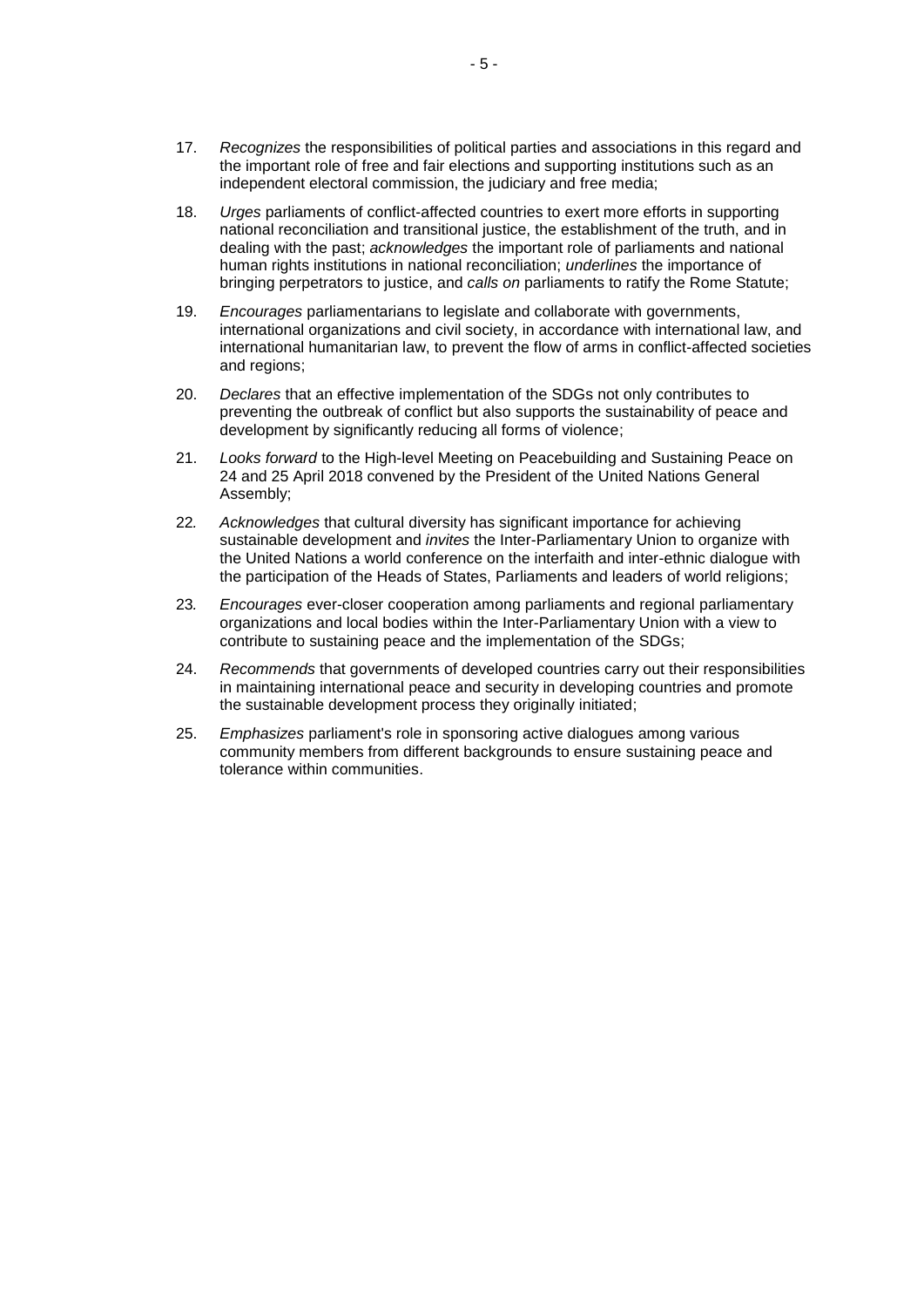17. *Recognizes* the responsibilities of political parties and associations in this regard and the important role of free and fair elections and supporting institutions such as an independent electoral commission, the judiciary and free media;

18. *Urges* parliaments of conflict-affected countries to exert more efforts in supporting national reconciliation and transitional justice, the establishment of the truth, and in dealing with the past; *acknowledges* the important role of parliaments and national human rights institutions in national reconciliation; *underlines* the importance of bringing perpetrators to justice, and *calls on* parliaments to ratify the Rome Statute;

19. *Encourages* parliamentarians to legislate and collaborate with governments, international organizations and civil society, in accordance with international law, and international humanitarian law, to prevent the flow of arms in conflict-affected societies and regions;

20. *Declares* that an effective implementation of the SDGs not only contributes to preventing the outbreak of conflict but also supports the sustainability of peace and development by significantly reducing all forms of violence;

21. *Looks forward* to the High-level Meeting on Peacebuilding and Sustaining Peace on 24 and 25 April 2018 convened by the President of the United Nations General Assembly;

22. *Acknowledges* that cultural diversity has significant importance for achieving sustainable development and *invites* the Inter-Parliamentary Union to organize with the United Nations a world conference on the interfaith and inter-ethnic dialogue with the participation of the Heads of States, Parliaments and leaders of world religions;

23. *Encourages* ever-closer cooperation among parliaments and regional parliamentary organizations and local bodies within the Inter-Parliamentary Union with a view to contribute to sustaining peace and the implementation of the SDGs;

24. *Recommends* that governments of developed countries carry out their responsibilities in maintaining international peace and security in developing countries and promote the sustainable development process they originally initiated;

25. *Emphasizes* parliament's role in sponsoring active dialogues among various community members from different backgrounds to ensure sustaining peace and tolerance within communities.